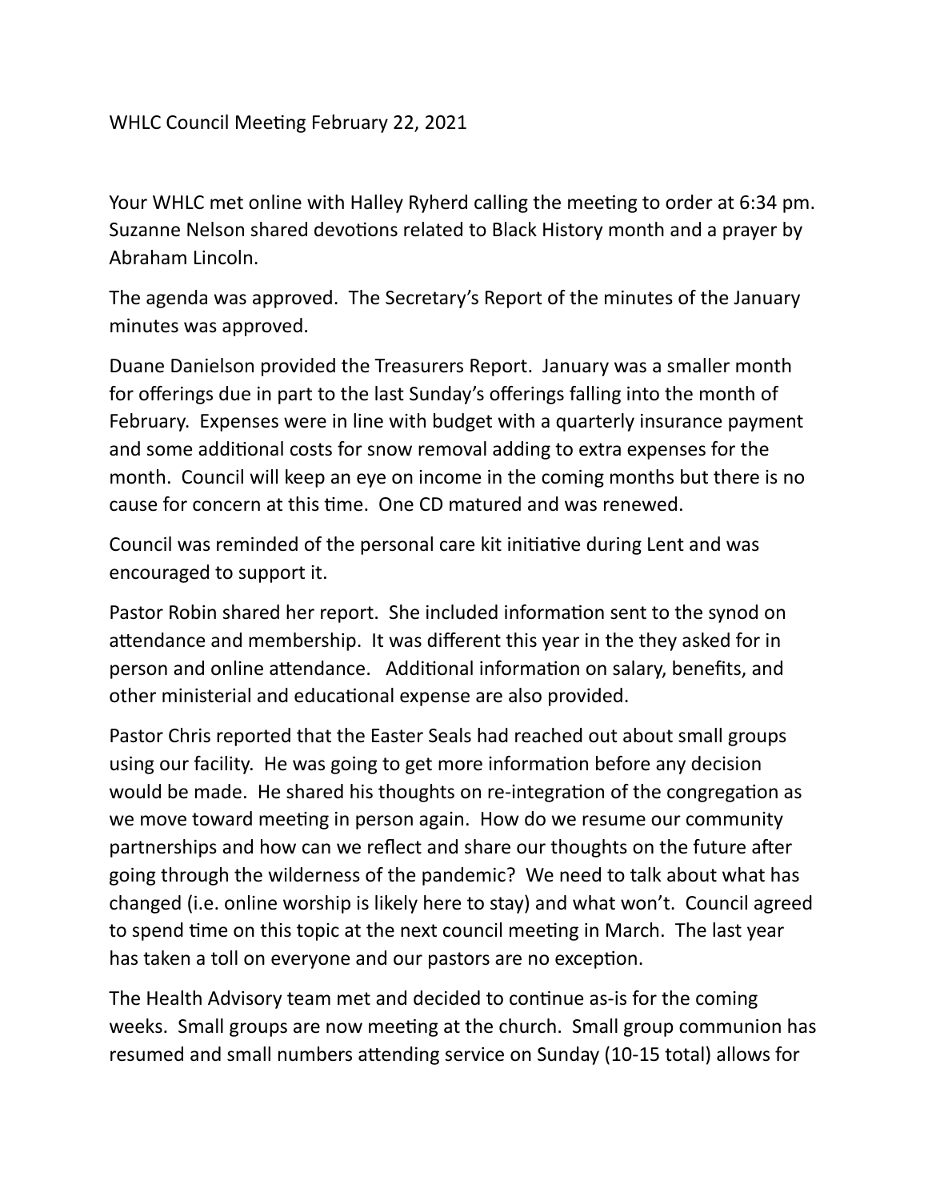WHLC Council Meeting February 22, 2021

Your WHLC met online with Halley Ryherd calling the meeting to order at 6:34 pm. Suzanne Nelson shared devotions related to Black History month and a prayer by Abraham Lincoln.

The agenda was approved. The Secretary's Report of the minutes of the January minutes was approved.

Duane Danielson provided the Treasurers Report. January was a smaller month for offerings due in part to the last Sunday's offerings falling into the month of February. Expenses were in line with budget with a quarterly insurance payment and some additional costs for snow removal adding to extra expenses for the month. Council will keep an eye on income in the coming months but there is no cause for concern at this time. One CD matured and was renewed.

Council was reminded of the personal care kit initiative during Lent and was encouraged to support it.

Pastor Robin shared her report. She included information sent to the synod on attendance and membership. It was different this year in the they asked for in person and online attendance. Additional information on salary, benefits, and other ministerial and educational expense are also provided.

Pastor Chris reported that the Easter Seals had reached out about small groups using our facility. He was going to get more information before any decision would be made. He shared his thoughts on re-integration of the congregation as we move toward meeting in person again. How do we resume our community partnerships and how can we reflect and share our thoughts on the future after going through the wilderness of the pandemic? We need to talk about what has changed (i.e. online worship is likely here to stay) and what won't. Council agreed to spend time on this topic at the next council meeting in March. The last year has taken a toll on everyone and our pastors are no exception.

The Health Advisory team met and decided to continue as-is for the coming weeks. Small groups are now meeting at the church. Small group communion has resumed and small numbers attending service on Sunday (10-15 total) allows for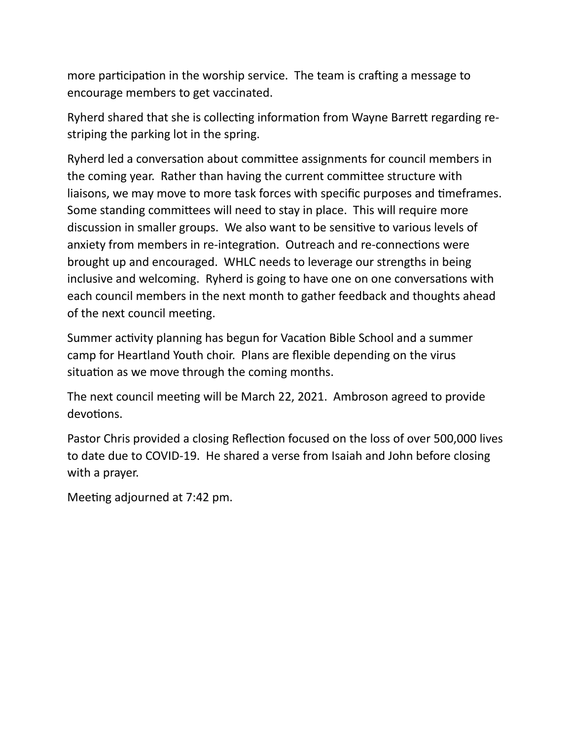more participation in the worship service. The team is crafting a message to encourage members to get vaccinated.

Ryherd shared that she is collecting information from Wayne Barrett regarding re-striping the parking lot in the spring.

Ryherd led a conversation about committee assignments for council members in the coming year. Rather than having the current committee structure with liaisons, we may move to more task forces with specific purposes and timeframes. Some standing committees will need to stay in place. This will require more discussion in smaller groups. We also want to be sensitive to various levels of anxiety from members in re-integration. Outreach and re-connections were brought up and encouraged. WHLC needs to leverage our strengths in being inclusive and welcoming. Ryherd is going to have one on one conversations with each council members in the next month to gather feedback and thoughts ahead of the next council meeting.

Summer activity planning has begun for Vacation Bible School and a summer camp for Heartland Youth choir. Plans are flexible depending on the virus situation as we move through the coming months.

The next council meeting will be March 22, 2021. Ambroson agreed to provide devotions.

Pastor Chris provided a closing Reflection focused on the loss of over 500,000 lives to date due to COVID-19. He shared a verse from Isaiah and John before closing with a prayer.

Meeting adjourned at 7:42 pm.